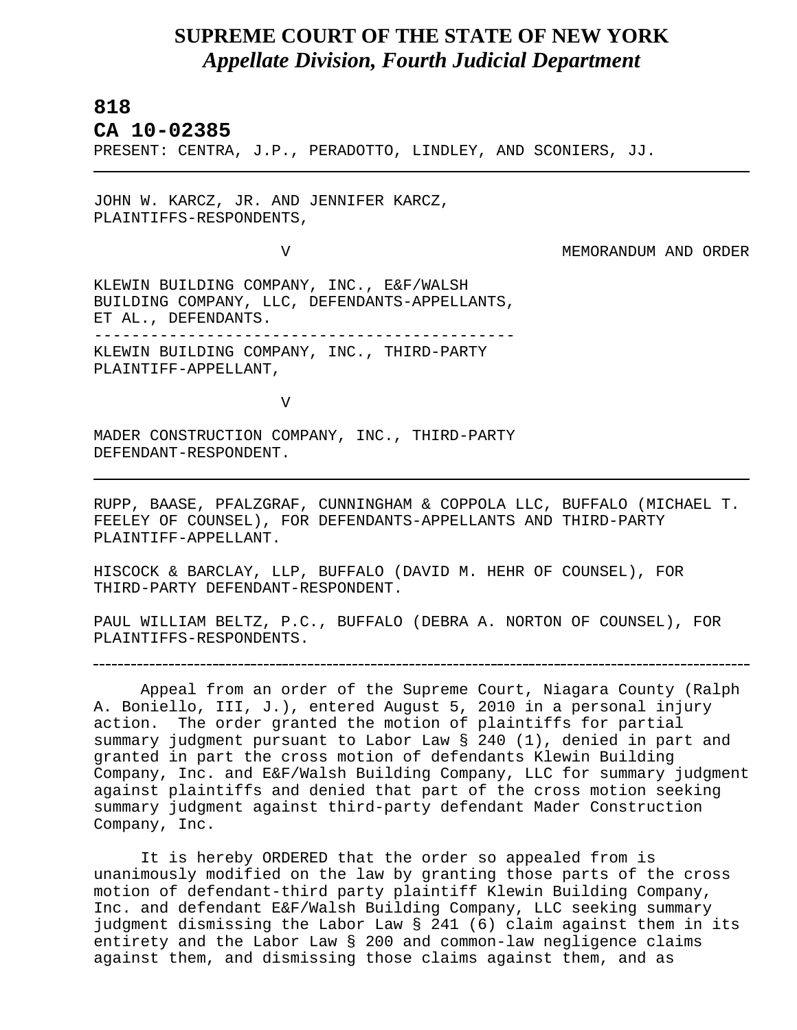# SUPREME COURT OF THE STATE OF NEW YORK

## *Appellate Division, Fourth Judicial Department*

**818**

**CA 10-02385**

PRESENT: CENTRA, J.P., PERADOTTO, LINDLEY, AND SCONIERS, JJ.

---

JOHN W. KARCZ, JR. AND JENNIFER KARCZ,
PLAINTIFFS-RESPONDENTS,

V                                                                                 MEMORANDUM AND ORDER

KLEWIN BUILDING COMPANY, INC., E&F/WALSH
BUILDING COMPANY, LLC, DEFENDANTS-APPELLANTS,
ET AL., DEFENDANTS.

---

KLEWIN BUILDING COMPANY, INC., THIRD-PARTY
PLAINTIFF-APPELLANT,

V

MADER CONSTRUCTION COMPANY, INC., THIRD-PARTY
DEFENDANT-RESPONDENT.

---

RUPP, BAASE, PFALZGRAF, CUNNINGHAM & COPPOLA LLC, BUFFALO (MICHAEL T. FEELEY OF COUNSEL), FOR DEFENDANTS-APPELLANTS AND THIRD-PARTY PLAINTIFF-APPELLANT.

HISCOCK & BARCLAY, LLP, BUFFALO (DAVID M. HEHR OF COUNSEL), FOR THIRD-PARTY DEFENDANT-RESPONDENT.

PAUL WILLIAM BELTZ, P.C., BUFFALO (DEBRA A. NORTON OF COUNSEL), FOR PLAINTIFFS-RESPONDENTS.

---

Appeal from an order of the Supreme Court, Niagara County (Ralph A. Boniello, III, J.), entered August 5, 2010 in a personal injury action. The order granted the motion of plaintiffs for partial summary judgment pursuant to Labor Law § 240 (1), denied in part and granted in part the cross motion of defendants Klewin Building Company, Inc. and E&F/Walsh Building Company, LLC for summary judgment against plaintiffs and denied that part of the cross motion seeking summary judgment against third-party defendant Mader Construction Company, Inc.

It is hereby ORDERED that the order so appealed from is unanimously modified on the law by granting those parts of the cross motion of defendant-third party plaintiff Klewin Building Company, Inc. and defendant E&F/Walsh Building Company, LLC seeking summary judgment dismissing the Labor Law § 241 (6) claim against them in its entirety and the Labor Law § 200 and common-law negligence claims against them, and dismissing those claims against them, and as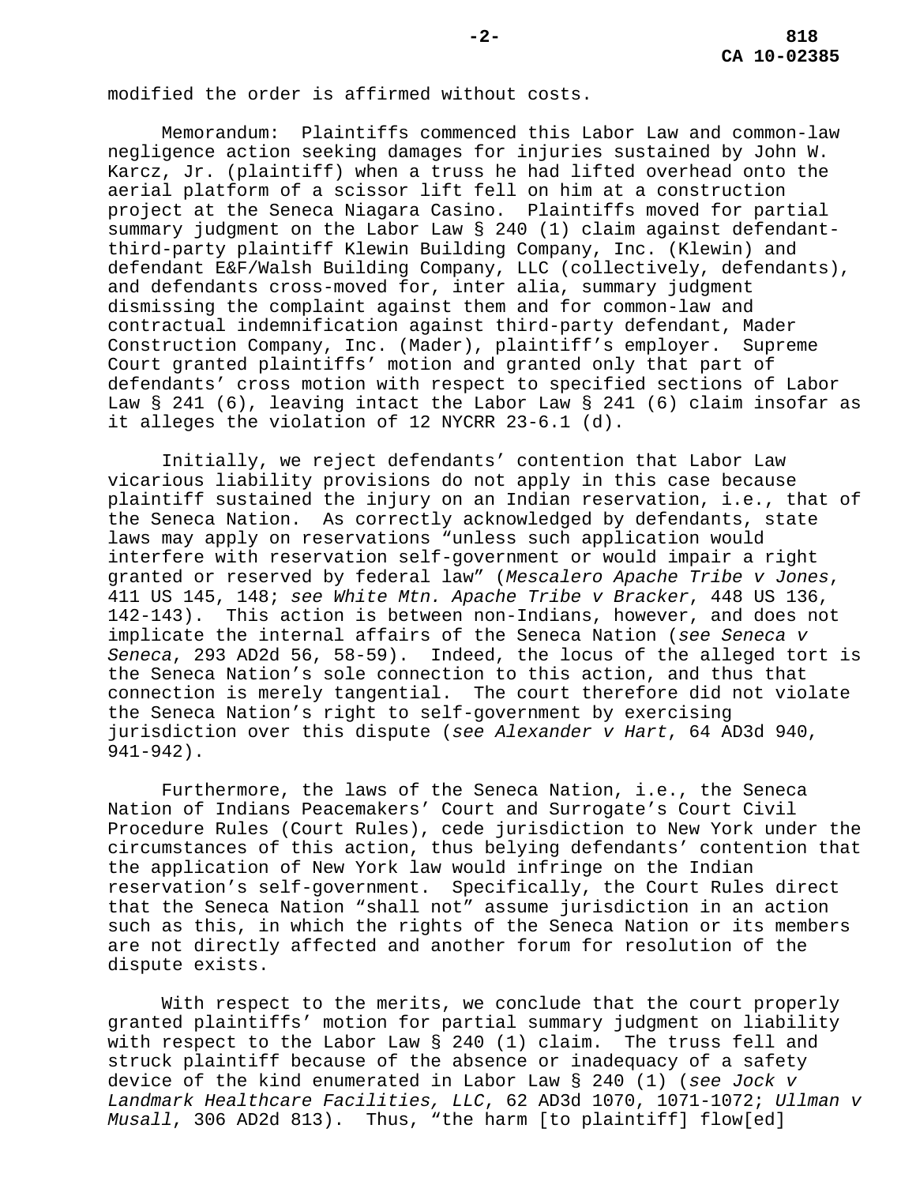modified the order is affirmed without costs.

Memorandum: Plaintiffs commenced this Labor Law and common-law negligence action seeking damages for injuries sustained by John W. Karcz, Jr. (plaintiff) when a truss he had lifted overhead onto the aerial platform of a scissor lift fell on him at a construction project at the Seneca Niagara Casino. Plaintiffs moved for partial summary judgment on the Labor Law § 240 (1) claim against defendant-third-party plaintiff Klewin Building Company, Inc. (Klewin) and defendant E&F/Walsh Building Company, LLC (collectively, defendants), and defendants cross-moved for, inter alia, summary judgment dismissing the complaint against them and for common-law and contractual indemnification against third-party defendant, Mader Construction Company, Inc. (Mader), plaintiff's employer. Supreme Court granted plaintiffs' motion and granted only that part of defendants' cross motion with respect to specified sections of Labor Law § 241 (6), leaving intact the Labor Law § 241 (6) claim insofar as it alleges the violation of 12 NYCRR 23-6.1 (d).

Initially, we reject defendants' contention that Labor Law vicarious liability provisions do not apply in this case because plaintiff sustained the injury on an Indian reservation, i.e., that of the Seneca Nation. As correctly acknowledged by defendants, state laws may apply on reservations "unless such application would interfere with reservation self-government or would impair a right granted or reserved by federal law" (*Mescalero Apache Tribe v Jones*, 411 US 145, 148; *see White Mtn. Apache Tribe v Bracker*, 448 US 136, 142-143). This action is between non-Indians, however, and does not implicate the internal affairs of the Seneca Nation (*see Seneca v Seneca*, 293 AD2d 56, 58-59). Indeed, the locus of the alleged tort is the Seneca Nation's sole connection to this action, and thus that connection is merely tangential. The court therefore did not violate the Seneca Nation's right to self-government by exercising jurisdiction over this dispute (*see Alexander v Hart*, 64 AD3d 940, 941-942).

Furthermore, the laws of the Seneca Nation, i.e., the Seneca Nation of Indians Peacemakers' Court and Surrogate's Court Civil Procedure Rules (Court Rules), cede jurisdiction to New York under the circumstances of this action, thus belying defendants' contention that the application of New York law would infringe on the Indian reservation's self-government. Specifically, the Court Rules direct that the Seneca Nation "shall not" assume jurisdiction in an action such as this, in which the rights of the Seneca Nation or its members are not directly affected and another forum for resolution of the dispute exists.

With respect to the merits, we conclude that the court properly granted plaintiffs' motion for partial summary judgment on liability with respect to the Labor Law § 240 (1) claim. The truss fell and struck plaintiff because of the absence or inadequacy of a safety device of the kind enumerated in Labor Law § 240 (1) (*see Jock v Landmark Healthcare Facilities, LLC*, 62 AD3d 1070, 1071-1072; *Ullman v Musall*, 306 AD2d 813). Thus, "the harm [to plaintiff] flow[ed]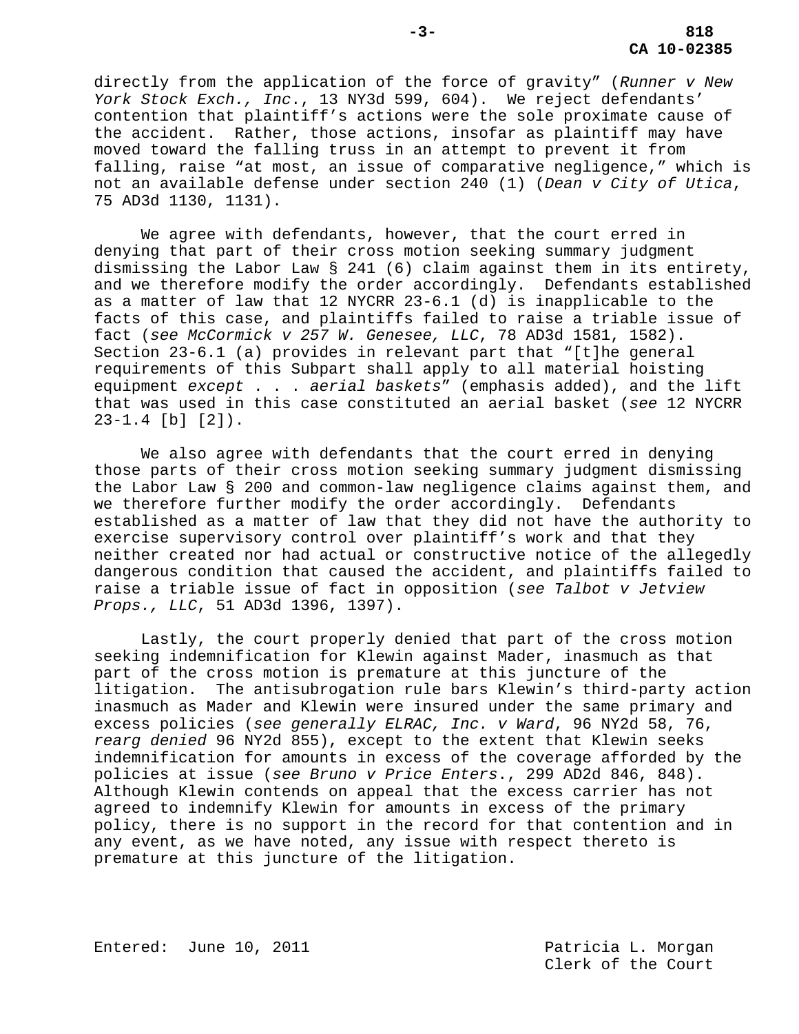directly from the application of the force of gravity" (*Runner v New York Stock Exch., Inc.*, 13 NY3d 599, 604). We reject defendants' contention that plaintiff's actions were the sole proximate cause of the accident. Rather, those actions, insofar as plaintiff may have moved toward the falling truss in an attempt to prevent it from falling, raise "at most, an issue of comparative negligence," which is not an available defense under section 240 (1) (*Dean v City of Utica*, 75 AD3d 1130, 1131).

We agree with defendants, however, that the court erred in denying that part of their cross motion seeking summary judgment dismissing the Labor Law § 241 (6) claim against them in its entirety, and we therefore modify the order accordingly. Defendants established as a matter of law that 12 NYCRR 23-6.1 (d) is inapplicable to the facts of this case, and plaintiffs failed to raise a triable issue of fact (*see McCormick v 257 W. Genesee, LLC*, 78 AD3d 1581, 1582). Section 23-6.1 (a) provides in relevant part that "[t]he general requirements of this Subpart shall apply to all material hoisting equipment *except* . . . *aerial baskets*" (emphasis added), and the lift that was used in this case constituted an aerial basket (*see* 12 NYCRR 23-1.4 [b] [2]).

We also agree with defendants that the court erred in denying those parts of their cross motion seeking summary judgment dismissing the Labor Law § 200 and common-law negligence claims against them, and we therefore further modify the order accordingly. Defendants established as a matter of law that they did not have the authority to exercise supervisory control over plaintiff's work and that they neither created nor had actual or constructive notice of the allegedly dangerous condition that caused the accident, and plaintiffs failed to raise a triable issue of fact in opposition (*see Talbot v Jetview Props., LLC*, 51 AD3d 1396, 1397).

Lastly, the court properly denied that part of the cross motion seeking indemnification for Klewin against Mader, inasmuch as that part of the cross motion is premature at this juncture of the litigation. The antisubrogation rule bars Klewin's third-party action inasmuch as Mader and Klewin were insured under the same primary and excess policies (*see generally ELRAC, Inc. v Ward*, 96 NY2d 58, 76, *rearg denied* 96 NY2d 855), except to the extent that Klewin seeks indemnification for amounts in excess of the coverage afforded by the policies at issue (*see Bruno v Price Enters*., 299 AD2d 846, 848). Although Klewin contends on appeal that the excess carrier has not agreed to indemnify Klewin for amounts in excess of the primary policy, there is no support in the record for that contention and in any event, as we have noted, any issue with respect thereto is premature at this juncture of the litigation.

Entered: June 10, 2011

Patricia L. Morgan
Clerk of the Court